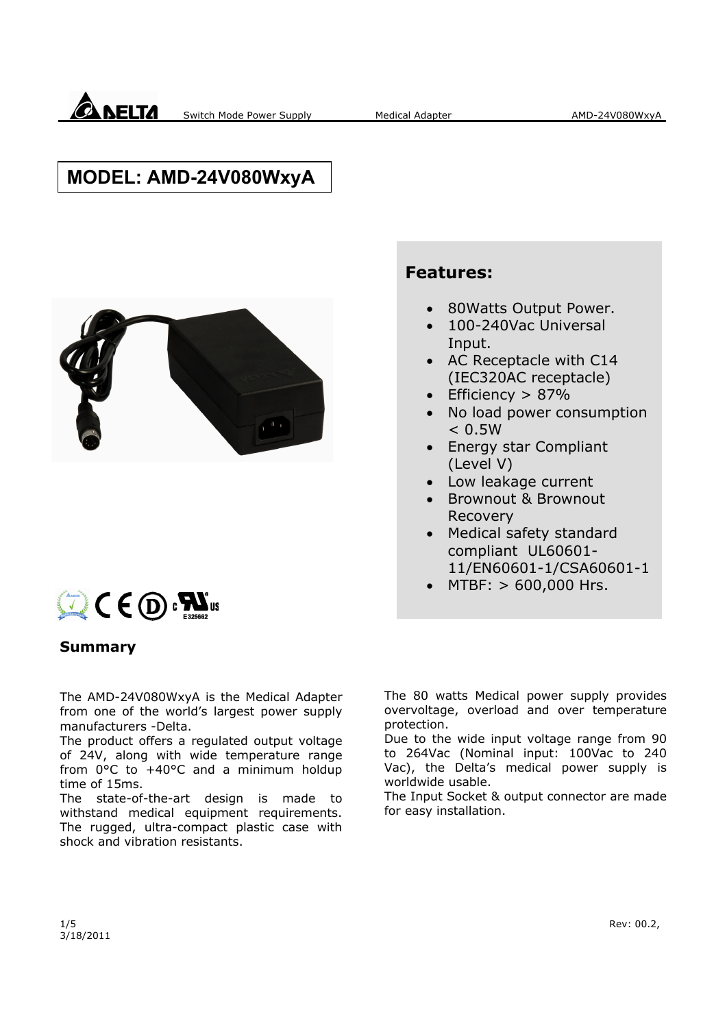# MODEL: AMD-24V080WxyA

## Features:

- 80Watts Output Power.
- 100-240Vac Universal Input.
- AC Receptacle with C14 (IEC320AC receptacle)
- Efficiency > 87%
- No load power consumption < 0.5W
- Energy star Compliant (Level V)
- Low leakage current
- Brownout & Brownout Recovery
- Medical safety standard compliant UL60601-11/EN60601-1/CSA60601-1
- MTBF: > 600,000 Hrs.

E325662

## Summary

The AMD-24V080WxyA is the Medical Adapter from one of the world's largest power supply manufacturers -Delta.

The product offers a regulated output voltage of 24V, along with wide temperature range from 0°C to +40°C and a minimum holdup time of 15ms.

The state-of-the-art design is made to withstand medical equipment requirements. The rugged, ultra-compact plastic case with shock and vibration resistants.

The 80 watts Medical power supply provides overvoltage, overload and over temperature protection.

Due to the wide input voltage range from 90 to 264Vac (Nominal input: 100Vac to 240 Vac), the Delta's medical power supply is worldwide usable.

The Input Socket & output connector are made for easy installation.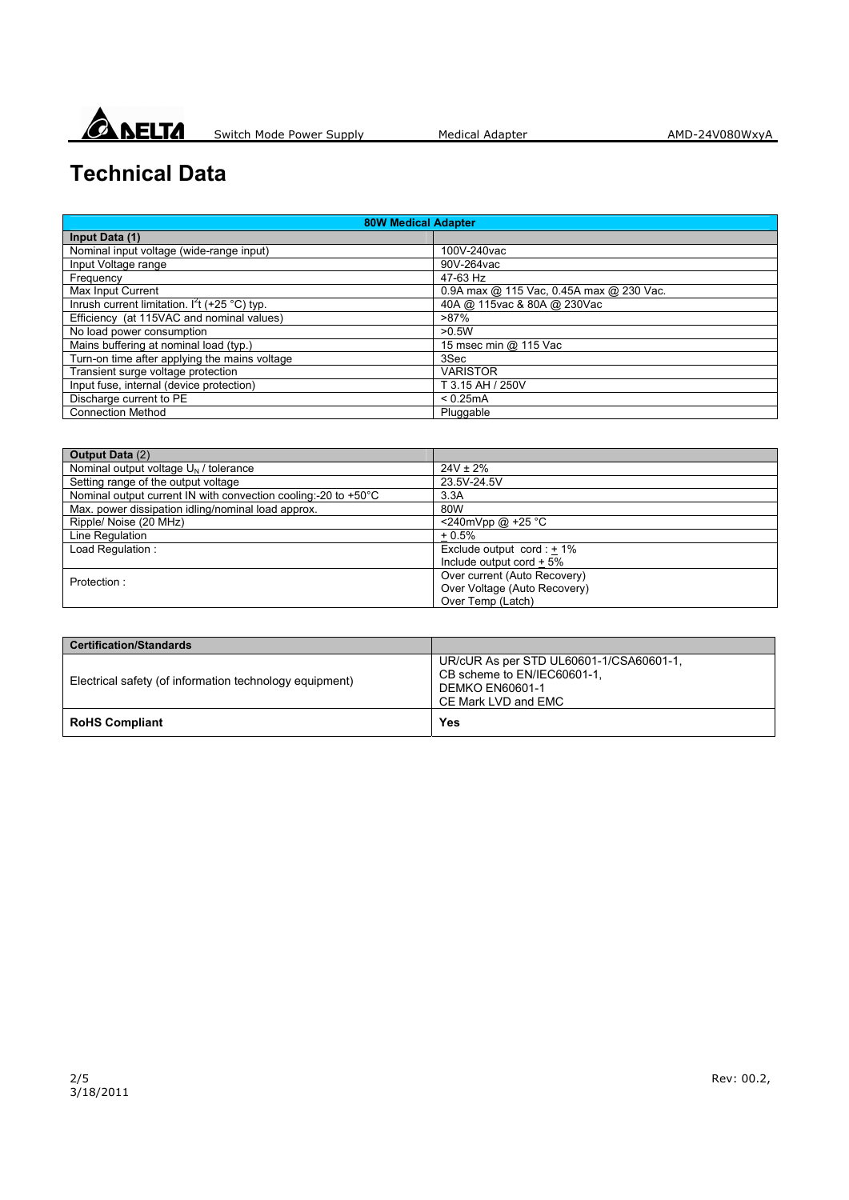# Technical Data

| 80W Medical Adapter | |
|---|---|
| **Input Data (1)** | |
| Nominal input voltage (wide-range input) | 100V-240vac |
| Input Voltage range | 90V-264vac |
| Frequency | 47-63 Hz |
| Max Input Current | 0.9A max @ 115 Vac, 0.45A max @ 230 Vac. |
| Inrush current limitation. $I^2t$ (+25 °C) typ. | 40A @ 115vac & 80A @ 230Vac |
| Efficiency (at 115VAC and nominal values) | >87% |
| No load power consumption | >0.5W |
| Mains buffering at nominal load (typ.) | 15 msec min @ 115 Vac |
| Turn-on time after applying the mains voltage | 3Sec |
| Transient surge voltage protection | VARISTOR |
| Input fuse, internal (device protection) | T 3.15 AH / 250V |
| Discharge current to PE | < 0.25mA |
| Connection Method | Pluggable |

| **Output Data** (2) | |
|---|---|
| Nominal output voltage $U_N$ / tolerance | 24V ± 2% |
| Setting range of the output voltage | 23.5V-24.5V |
| Nominal output current IN with convection cooling:-20 to +50°C | 3.3A |
| Max. power dissipation idling/nominal load approx. | 80W |
| Ripple/ Noise (20 MHz) | <240mVpp @ +25 °C |
| Line Regulation | ± 0.5% |
| Load Regulation : | Exclude output cord : ± 1%<br>Include output cord ± 5% |
| Protection : | Over current (Auto Recovery)<br>Over Voltage (Auto Recovery)<br>Over Temp (Latch) |

| **Certification/Standards** | |
|---|---|
| Electrical safety (of information technology equipment) | UR/cUR As per STD UL60601-1/CSA60601-1,<br>CB scheme to EN/IEC60601-1,<br>DEMKO EN60601-1<br>CE Mark LVD and EMC |
| **RoHS Compliant** | **Yes** |

3/18/2011

Rev: 00.2,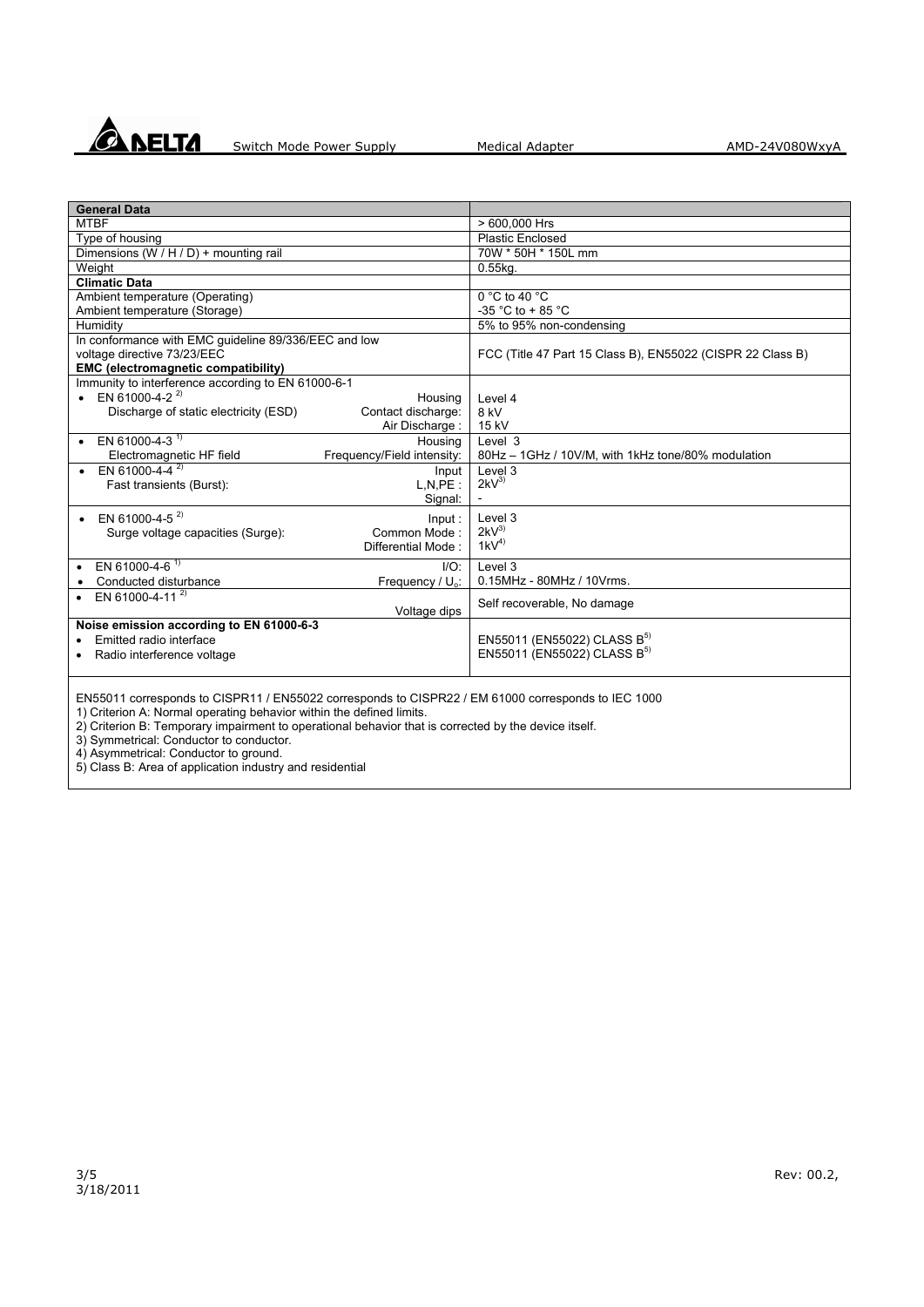| General Data | |
|---|---|
| MTBF | > 600,000 Hrs |
| Type of housing | Plastic Enclosed |
| Dimensions (W / H / D) + mounting rail | 70W * 50H * 150L mm |
| Weight | 0.55kg. |
| **Climatic Data** | |
| Ambient temperature (Operating)<br>Ambient temperature (Storage) | 0 °C to 40 °C<br>-35 °C to + 85 °C |
| Humidity | 5% to 95% non-condensing |
| In conformance with EMC guideline 89/336/EEC and low voltage directive 73/23/EEC<br>**EMC (electromagnetic compatibility)** | FCC (Title 47 Part 15 Class B), EN55022 (CISPR 22 Class B) |
| Immunity to interference according to EN 61000-6-1<br>• EN 61000-4-2 [2] Housing<br>Discharge of static electricity (ESD) Contact discharge:<br>Air Discharge : | <br>Level 4<br>8 kV<br>15 kV |
| • EN 61000-4-3 [1] Housing<br>Electromagnetic HF field Frequency/Field intensity: | Level 3<br>80Hz – 1GHz / 10V/M, with 1kHz tone/80% modulation |
| • EN 61000-4-4 [2] Input<br>Fast transients (Burst): L,N,PE :<br>Signal: | Level 3<br>2kV[3]<br>- |
| • EN 61000-4-5 [2] Input :<br>Surge voltage capacities (Surge): Common Mode :<br>Differential Mode : | Level 3<br>2kV[3]<br>1kV[4] |
| • EN 61000-4-6 [1] I/O:<br>• Conducted disturbance Frequency / $U_o$: | Level 3<br>0.15MHz - 80MHz / 10Vrms. |
| • EN 61000-4-11 [2]<br>Voltage dips | Self recoverable, No damage |
| **Noise emission according to EN 61000-6-3**<br>• Emitted radio interface<br>• Radio interference voltage | <br>EN55011 (EN55022) CLASS B[5]<br>EN55011 (EN55022) CLASS B[5] |

EN55011 corresponds to CISPR11 / EN55022 corresponds to CISPR22 / EM 61000 corresponds to IEC 1000

1) Criterion A: Normal operating behavior within the defined limits.

2) Criterion B: Temporary impairment to operational behavior that is corrected by the device itself.

3) Symmetrical: Conductor to conductor.

4) Asymmetrical: Conductor to ground.

5) Class B: Area of application industry and residential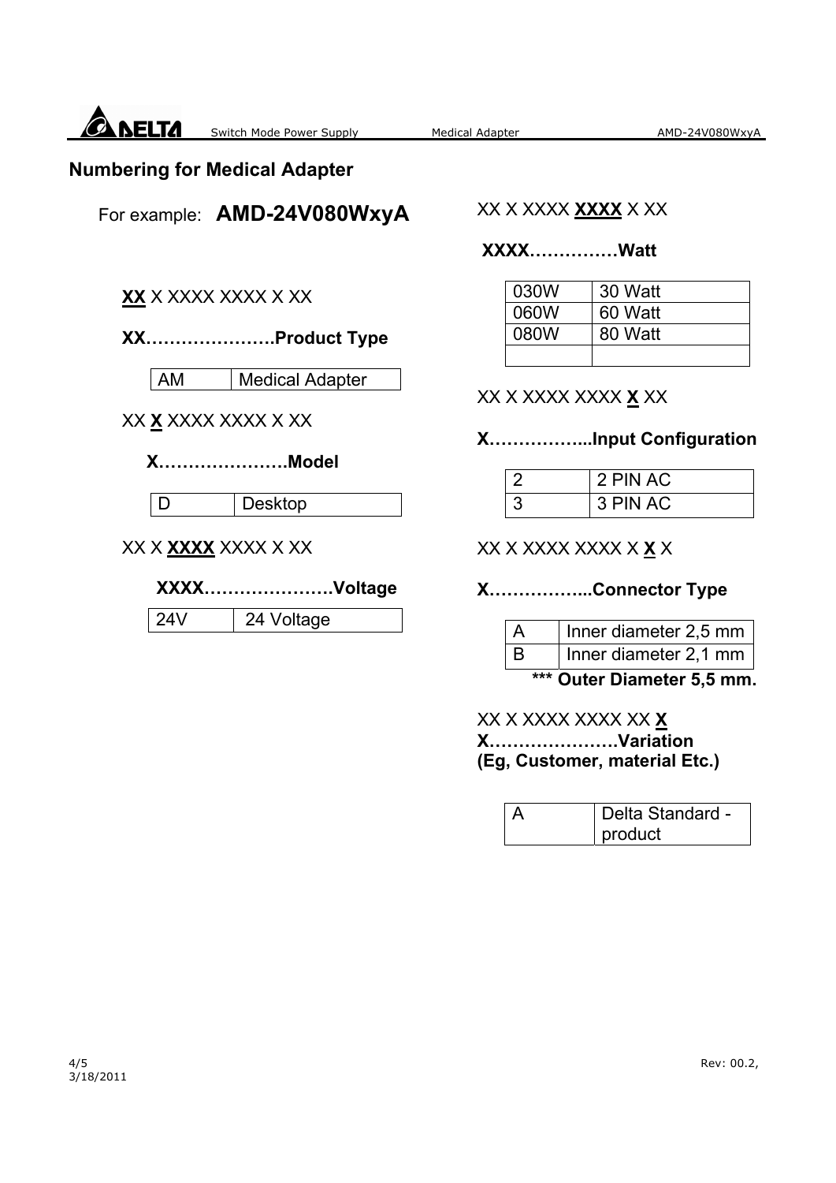## Numbering for Medical Adapter

For example: **AMD-24V080WxyA**

**<u>XX</u>** X XXXX XXXX X XX

**XX………………….Product Type**

| AM | Medical Adapter |
|---|---|

XX **<u>X</u>** XXXX XXXX X XX

**X………………….Model**

| D | Desktop |
|---|---|

XX X **<u>XXXX</u>** XXXX X XX

**XXXX………………….Voltage**

| 24V | 24 Voltage |
|---|---|

XX X XXXX **<u>XXXX</u>** X XX

**XXXX……………Watt**

| 030W | 30 Watt |
|---|---|
| 060W | 60 Watt |
| 080W | 80 Watt |
| | |

XX X XXXX XXXX **<u>X</u>** XX

**X……………...Input Configuration**

| 2 | 2 PIN AC |
|---|---|
| 3 | 3 PIN AC |

XX X XXXX XXXX X **<u>X</u>** X

**X……………...Connector Type**

| A | Inner diameter 2,5 mm |
|---|---|
| B | Inner diameter 2,1 mm |

**\*\*\* Outer Diameter 5,5 mm.**

XX X XXXX XXXX XX **<u>X</u>**

**X………………….Variation**

**(Eg, Customer, material Etc.)**

| A | Delta Standard - product |
|---|---|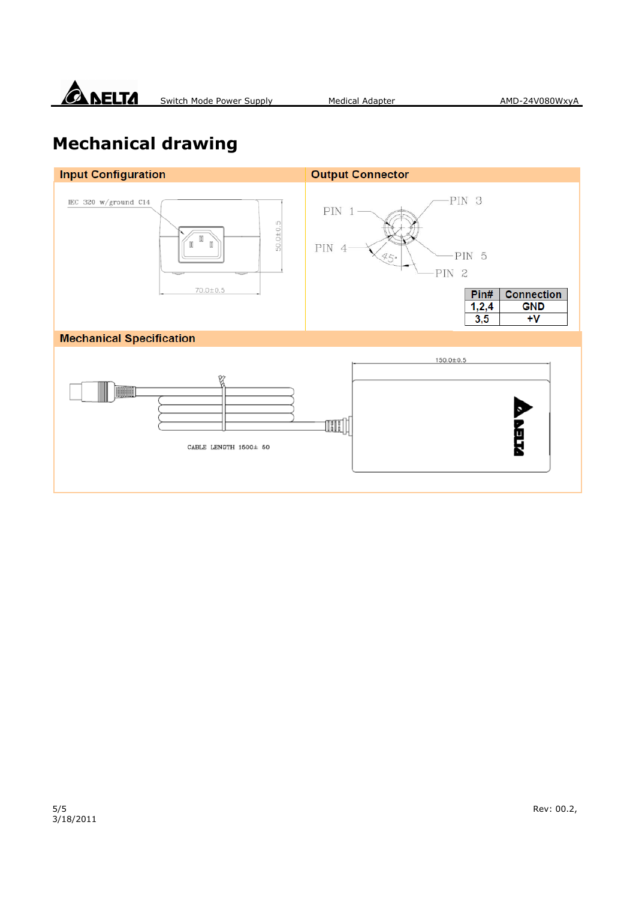# Mechanical drawing

## Input Configuration

IEC 320 w/ground C14

50.0±0.5

70.0±0.5

## Output Connector

PIN 1

PIN 3

PIN 4

45°

PIN 5

PIN 2

| Pin# | Connection |
|---|---|
| 1,2,4 | GND |
| 3,5 | +V |

## Mechanical Specification

150.0±0.5

CABLE LENGTH 1500± 50